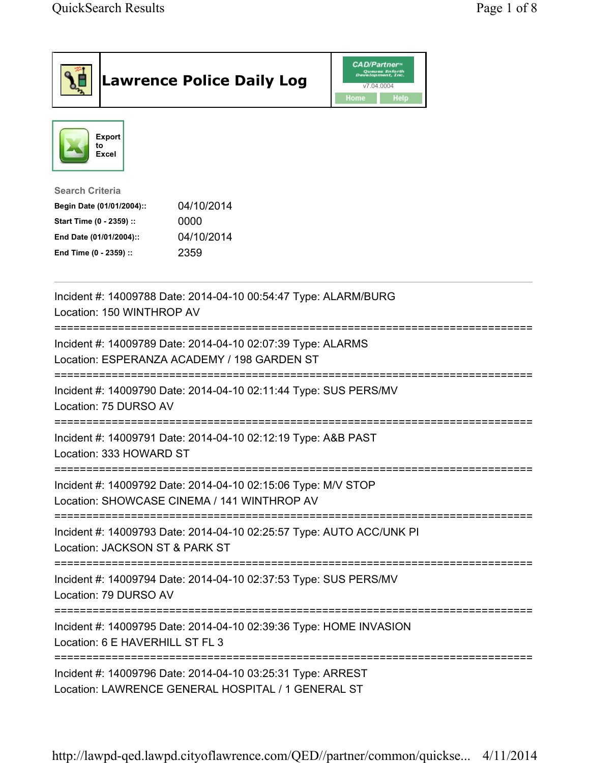# Lawrence Police Daily Log

CAD/Partner v7.04.0004

Home | Help

Export to Excel

**Search Criteria**

| | |
|---|---|
| **Begin Date (01/01/2004)::** | 04/10/2014 |
| **Start Time (0 - 2359) ::** | 0000 |
| **End Date (01/01/2004)::** | 04/10/2014 |
| **End Time (0 - 2359) ::** | 2359 |

---

Incident #: 14009788 Date: 2014-04-10 00:54:47 Type: ALARM/BURG
Location: 150 WINTHROP AV

===========================================================================

Incident #: 14009789 Date: 2014-04-10 02:07:39 Type: ALARMS
Location: ESPERANZA ACADEMY / 198 GARDEN ST

===========================================================================

Incident #: 14009790 Date: 2014-04-10 02:11:44 Type: SUS PERS/MV
Location: 75 DURSO AV

===========================================================================

Incident #: 14009791 Date: 2014-04-10 02:12:19 Type: A&B PAST
Location: 333 HOWARD ST

===========================================================================

Incident #: 14009792 Date: 2014-04-10 02:15:06 Type: M/V STOP
Location: SHOWCASE CINEMA / 141 WINTHROP AV

===========================================================================

Incident #: 14009793 Date: 2014-04-10 02:25:57 Type: AUTO ACC/UNK PI
Location: JACKSON ST & PARK ST

===========================================================================

Incident #: 14009794 Date: 2014-04-10 02:37:53 Type: SUS PERS/MV
Location: 79 DURSO AV

===========================================================================

Incident #: 14009795 Date: 2014-04-10 02:39:36 Type: HOME INVASION
Location: 6 E HAVERHILL ST FL 3

===========================================================================

Incident #: 14009796 Date: 2014-04-10 03:25:31 Type: ARREST
Location: LAWRENCE GENERAL HOSPITAL / 1 GENERAL ST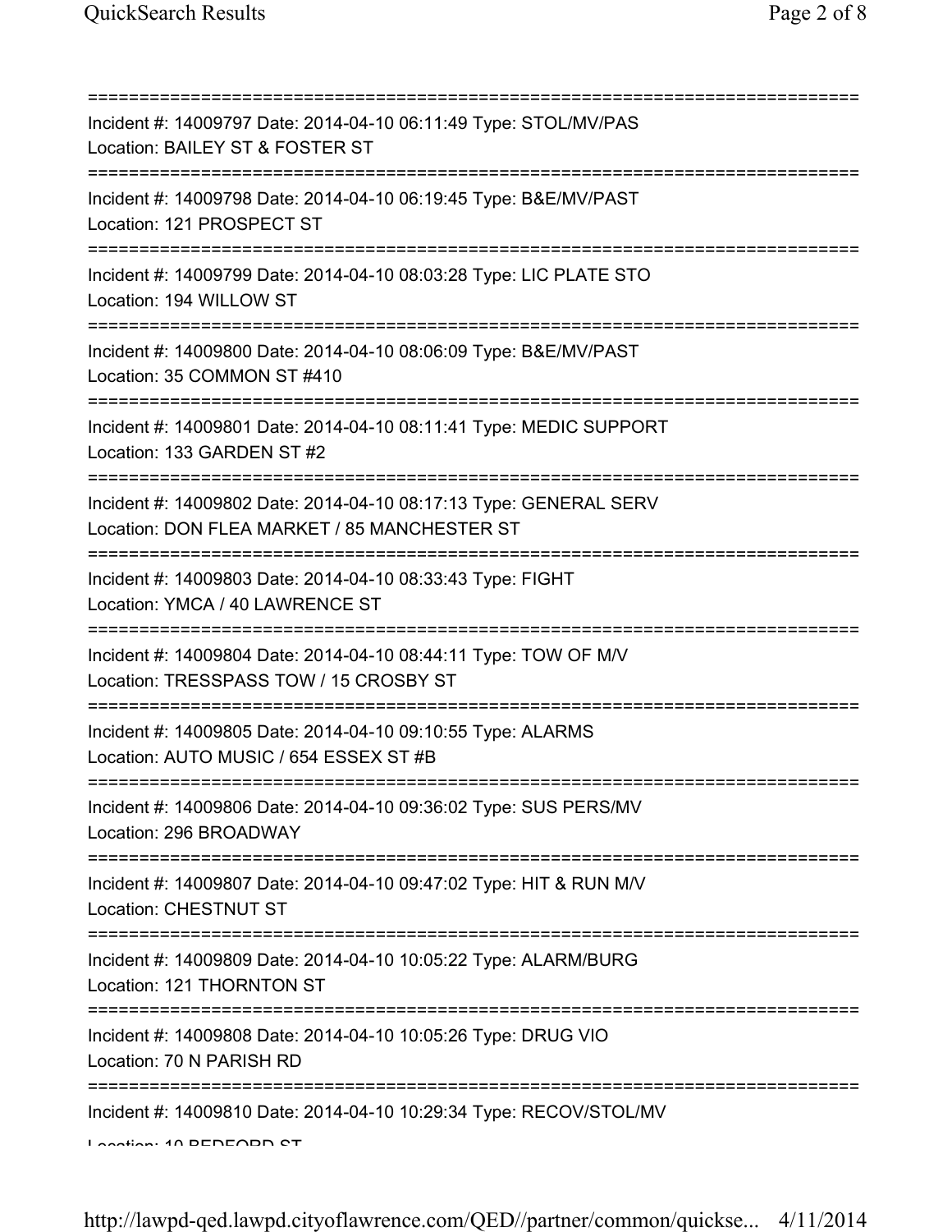===========================================================================
Incident #: 14009797 Date: 2014-04-10 06:11:49 Type: STOL/MV/PAS
Location: BAILEY ST & FOSTER ST
===========================================================================
Incident #: 14009798 Date: 2014-04-10 06:19:45 Type: B&E/MV/PAST
Location: 121 PROSPECT ST
===========================================================================
Incident #: 14009799 Date: 2014-04-10 08:03:28 Type: LIC PLATE STO
Location: 194 WILLOW ST
===========================================================================
Incident #: 14009800 Date: 2014-04-10 08:06:09 Type: B&E/MV/PAST
Location: 35 COMMON ST #410
===========================================================================
Incident #: 14009801 Date: 2014-04-10 08:11:41 Type: MEDIC SUPPORT
Location: 133 GARDEN ST #2
===========================================================================
Incident #: 14009802 Date: 2014-04-10 08:17:13 Type: GENERAL SERV
Location: DON FLEA MARKET / 85 MANCHESTER ST
===========================================================================
Incident #: 14009803 Date: 2014-04-10 08:33:43 Type: FIGHT
Location: YMCA / 40 LAWRENCE ST
===========================================================================
Incident #: 14009804 Date: 2014-04-10 08:44:11 Type: TOW OF M/V
Location: TRESSPASS TOW / 15 CROSBY ST
===========================================================================
Incident #: 14009805 Date: 2014-04-10 09:10:55 Type: ALARMS
Location: AUTO MUSIC / 654 ESSEX ST #B
===========================================================================
Incident #: 14009806 Date: 2014-04-10 09:36:02 Type: SUS PERS/MV
Location: 296 BROADWAY
===========================================================================
Incident #: 14009807 Date: 2014-04-10 09:47:02 Type: HIT & RUN M/V
Location: CHESTNUT ST
===========================================================================
Incident #: 14009809 Date: 2014-04-10 10:05:22 Type: ALARM/BURG
Location: 121 THORNTON ST
===========================================================================
Incident #: 14009808 Date: 2014-04-10 10:05:26 Type: DRUG VIO
Location: 70 N PARISH RD
===========================================================================
Incident #: 14009810 Date: 2014-04-10 10:29:34 Type: RECOV/STOL/MV
Location: 10 BEDFORD ST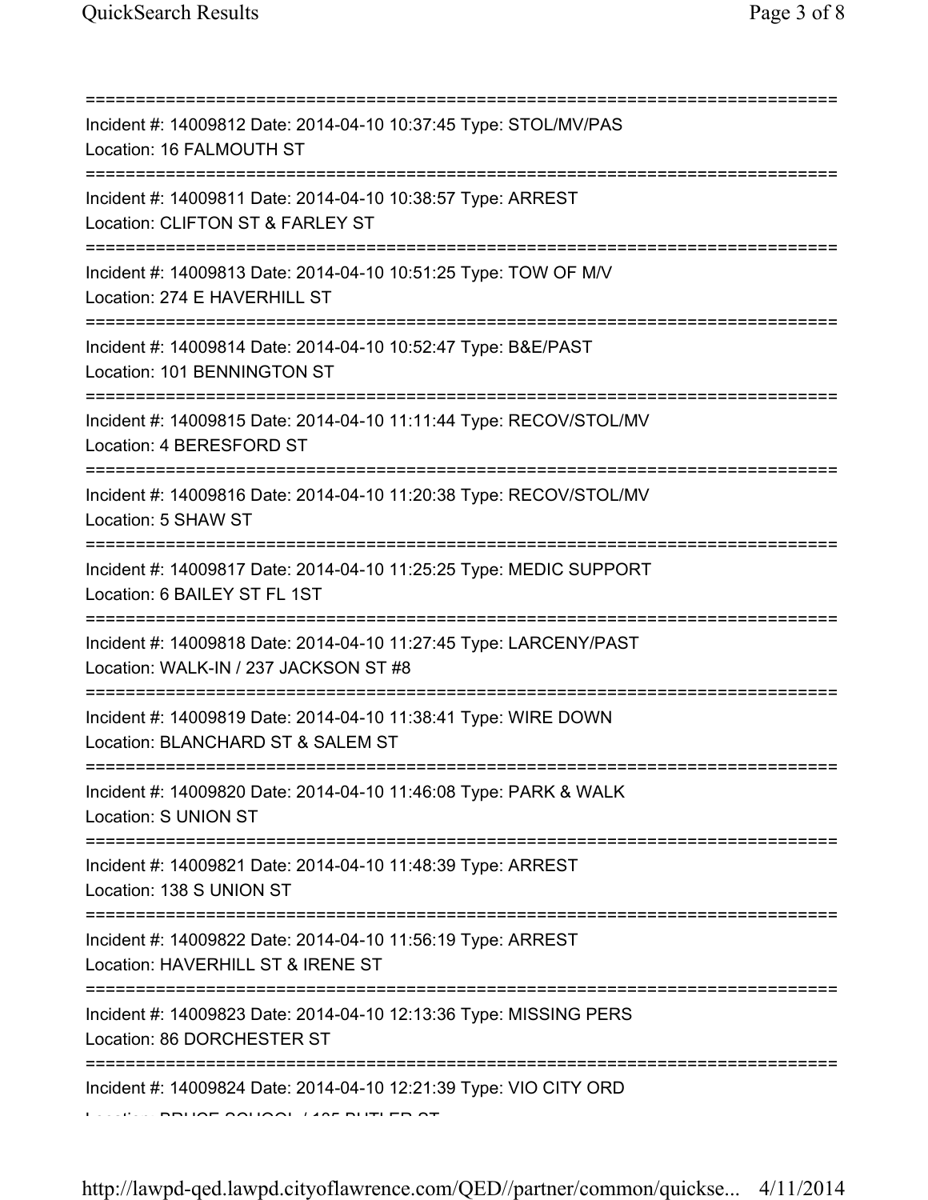===========================================================================

Incident #: 14009812 Date: 2014-04-10 10:37:45 Type: STOL/MV/PAS
Location: 16 FALMOUTH ST

===========================================================================

Incident #: 14009811 Date: 2014-04-10 10:38:57 Type: ARREST
Location: CLIFTON ST & FARLEY ST

===========================================================================

Incident #: 14009813 Date: 2014-04-10 10:51:25 Type: TOW OF M/V
Location: 274 E HAVERHILL ST

===========================================================================

Incident #: 14009814 Date: 2014-04-10 10:52:47 Type: B&E/PAST
Location: 101 BENNINGTON ST

===========================================================================

Incident #: 14009815 Date: 2014-04-10 11:11:44 Type: RECOV/STOL/MV
Location: 4 BERESFORD ST

===========================================================================

Incident #: 14009816 Date: 2014-04-10 11:20:38 Type: RECOV/STOL/MV
Location: 5 SHAW ST

===========================================================================

Incident #: 14009817 Date: 2014-04-10 11:25:25 Type: MEDIC SUPPORT
Location: 6 BAILEY ST FL 1ST

===========================================================================

Incident #: 14009818 Date: 2014-04-10 11:27:45 Type: LARCENY/PAST
Location: WALK-IN / 237 JACKSON ST #8

===========================================================================

Incident #: 14009819 Date: 2014-04-10 11:38:41 Type: WIRE DOWN
Location: BLANCHARD ST & SALEM ST

===========================================================================

Incident #: 14009820 Date: 2014-04-10 11:46:08 Type: PARK & WALK
Location: S UNION ST

===========================================================================

Incident #: 14009821 Date: 2014-04-10 11:48:39 Type: ARREST
Location: 138 S UNION ST

===========================================================================

Incident #: 14009822 Date: 2014-04-10 11:56:19 Type: ARREST
Location: HAVERHILL ST & IRENE ST

===========================================================================

Incident #: 14009823 Date: 2014-04-10 12:13:36 Type: MISSING PERS
Location: 86 DORCHESTER ST

===========================================================================

Incident #: 14009824 Date: 2014-04-10 12:21:39 Type: VIO CITY ORD
Location: BRUCE SCHOOL / 135 BUTLER ST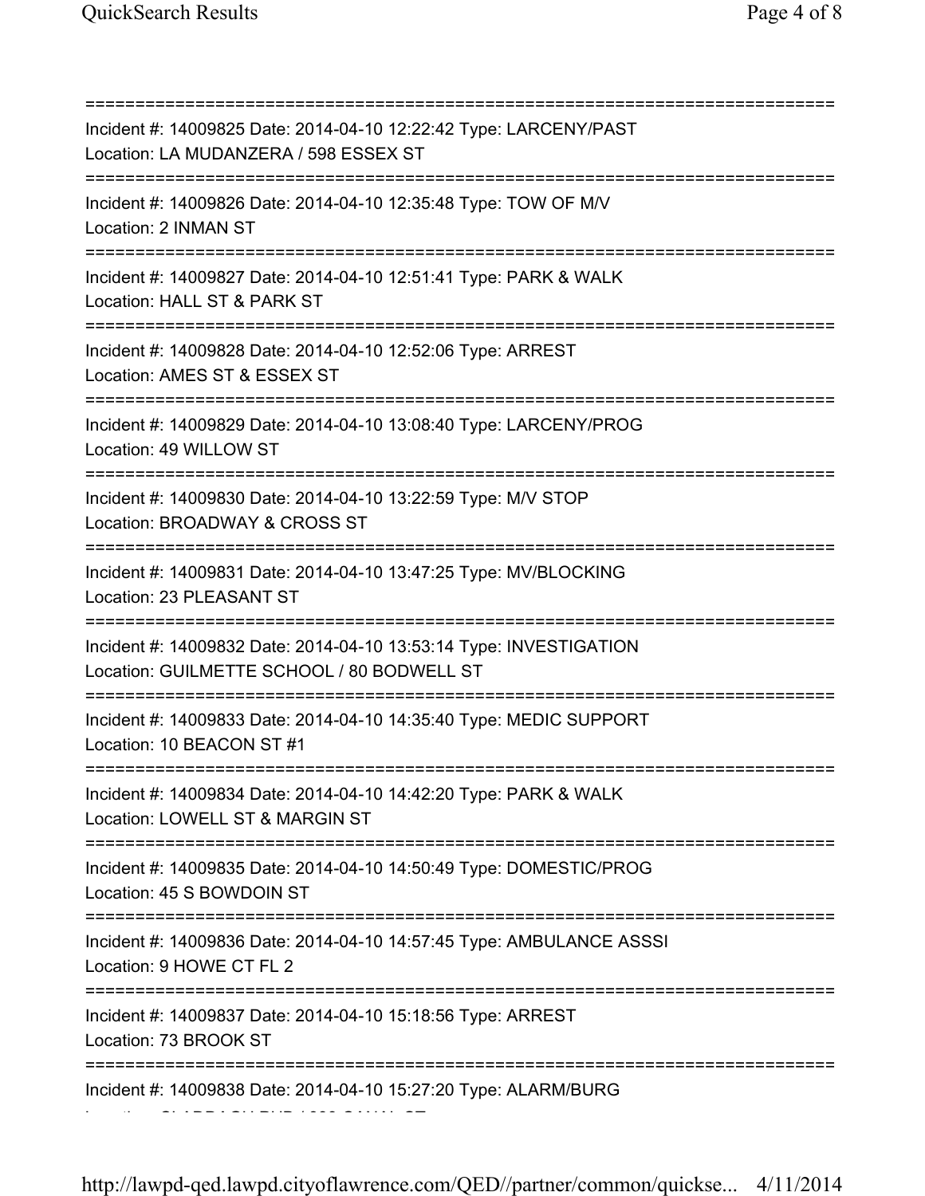===========================================================================
Incident #: 14009825 Date: 2014-04-10 12:22:42 Type: LARCENY/PAST
Location: LA MUDANZERA / 598 ESSEX ST
===========================================================================
Incident #: 14009826 Date: 2014-04-10 12:35:48 Type: TOW OF M/V
Location: 2 INMAN ST
===========================================================================
Incident #: 14009827 Date: 2014-04-10 12:51:41 Type: PARK & WALK
Location: HALL ST & PARK ST
===========================================================================
Incident #: 14009828 Date: 2014-04-10 12:52:06 Type: ARREST
Location: AMES ST & ESSEX ST
===========================================================================
Incident #: 14009829 Date: 2014-04-10 13:08:40 Type: LARCENY/PROG
Location: 49 WILLOW ST
===========================================================================
Incident #: 14009830 Date: 2014-04-10 13:22:59 Type: M/V STOP
Location: BROADWAY & CROSS ST
===========================================================================
Incident #: 14009831 Date: 2014-04-10 13:47:25 Type: MV/BLOCKING
Location: 23 PLEASANT ST
===========================================================================
Incident #: 14009832 Date: 2014-04-10 13:53:14 Type: INVESTIGATION
Location: GUILMETTE SCHOOL / 80 BODWELL ST
===========================================================================
Incident #: 14009833 Date: 2014-04-10 14:35:40 Type: MEDIC SUPPORT
Location: 10 BEACON ST #1
===========================================================================
Incident #: 14009834 Date: 2014-04-10 14:42:20 Type: PARK & WALK
Location: LOWELL ST & MARGIN ST
===========================================================================
Incident #: 14009835 Date: 2014-04-10 14:50:49 Type: DOMESTIC/PROG
Location: 45 S BOWDOIN ST
===========================================================================
Incident #: 14009836 Date: 2014-04-10 14:57:45 Type: AMBULANCE ASSSI
Location: 9 HOWE CT FL 2
===========================================================================
Incident #: 14009837 Date: 2014-04-10 15:18:56 Type: ARREST
Location: 73 BROOK ST
===========================================================================
Incident #: 14009838 Date: 2014-04-10 15:27:20 Type: ALARM/BURG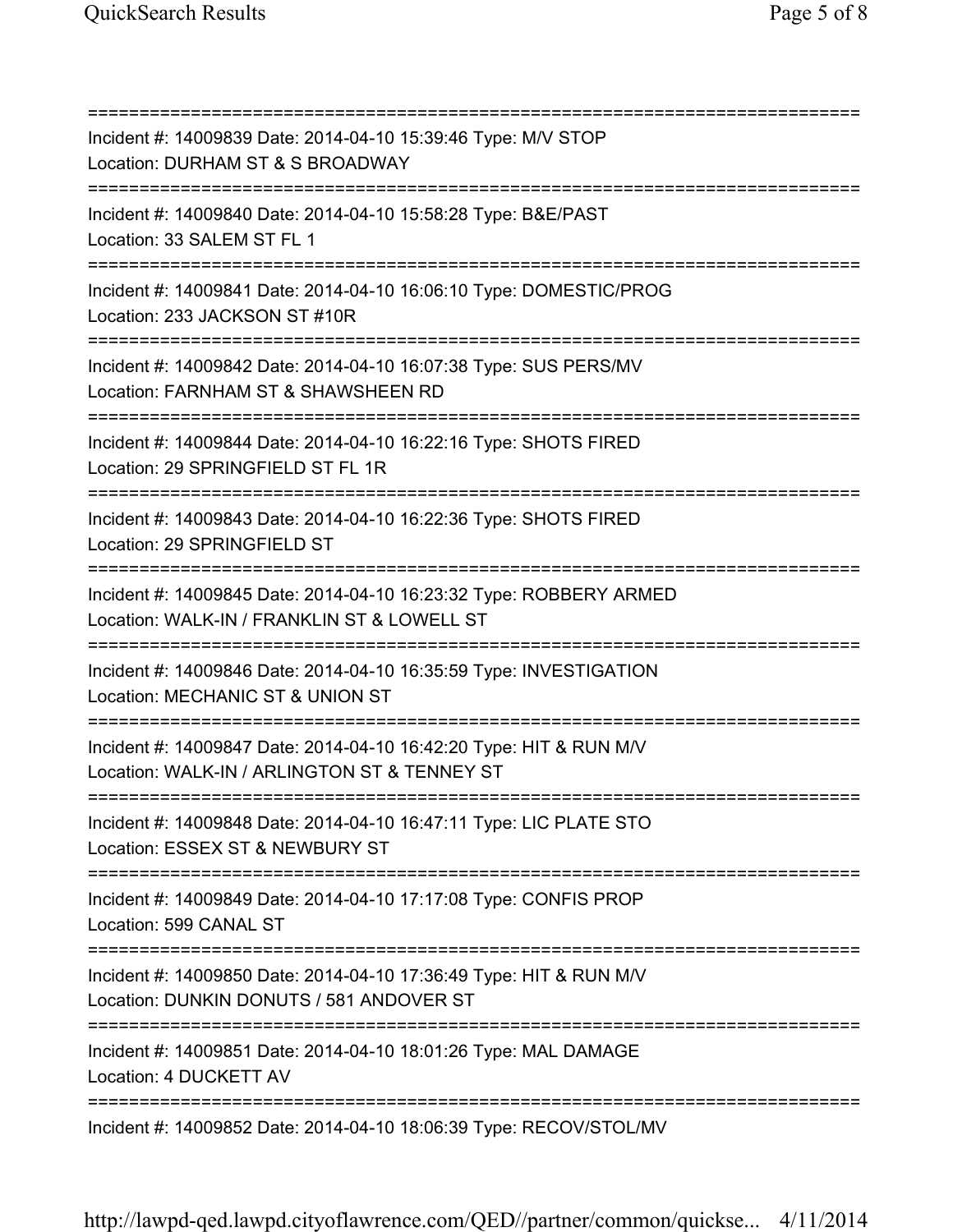===========================================================================
Incident #: 14009839 Date: 2014-04-10 15:39:46 Type: M/V STOP
Location: DURHAM ST & S BROADWAY
===========================================================================
Incident #: 14009840 Date: 2014-04-10 15:58:28 Type: B&E/PAST
Location: 33 SALEM ST FL 1
===========================================================================
Incident #: 14009841 Date: 2014-04-10 16:06:10 Type: DOMESTIC/PROG
Location: 233 JACKSON ST #10R
===========================================================================
Incident #: 14009842 Date: 2014-04-10 16:07:38 Type: SUS PERS/MV
Location: FARNHAM ST & SHAWSHEEN RD
===========================================================================
Incident #: 14009844 Date: 2014-04-10 16:22:16 Type: SHOTS FIRED
Location: 29 SPRINGFIELD ST FL 1R
===========================================================================
Incident #: 14009843 Date: 2014-04-10 16:22:36 Type: SHOTS FIRED
Location: 29 SPRINGFIELD ST
===========================================================================
Incident #: 14009845 Date: 2014-04-10 16:23:32 Type: ROBBERY ARMED
Location: WALK-IN / FRANKLIN ST & LOWELL ST
===========================================================================
Incident #: 14009846 Date: 2014-04-10 16:35:59 Type: INVESTIGATION
Location: MECHANIC ST & UNION ST
===========================================================================
Incident #: 14009847 Date: 2014-04-10 16:42:20 Type: HIT & RUN M/V
Location: WALK-IN / ARLINGTON ST & TENNEY ST
===========================================================================
Incident #: 14009848 Date: 2014-04-10 16:47:11 Type: LIC PLATE STO
Location: ESSEX ST & NEWBURY ST
===========================================================================
Incident #: 14009849 Date: 2014-04-10 17:17:08 Type: CONFIS PROP
Location: 599 CANAL ST
===========================================================================
Incident #: 14009850 Date: 2014-04-10 17:36:49 Type: HIT & RUN M/V
Location: DUNKIN DONUTS / 581 ANDOVER ST
===========================================================================
Incident #: 14009851 Date: 2014-04-10 18:01:26 Type: MAL DAMAGE
Location: 4 DUCKETT AV
===========================================================================
Incident #: 14009852 Date: 2014-04-10 18:06:39 Type: RECOV/STOL/MV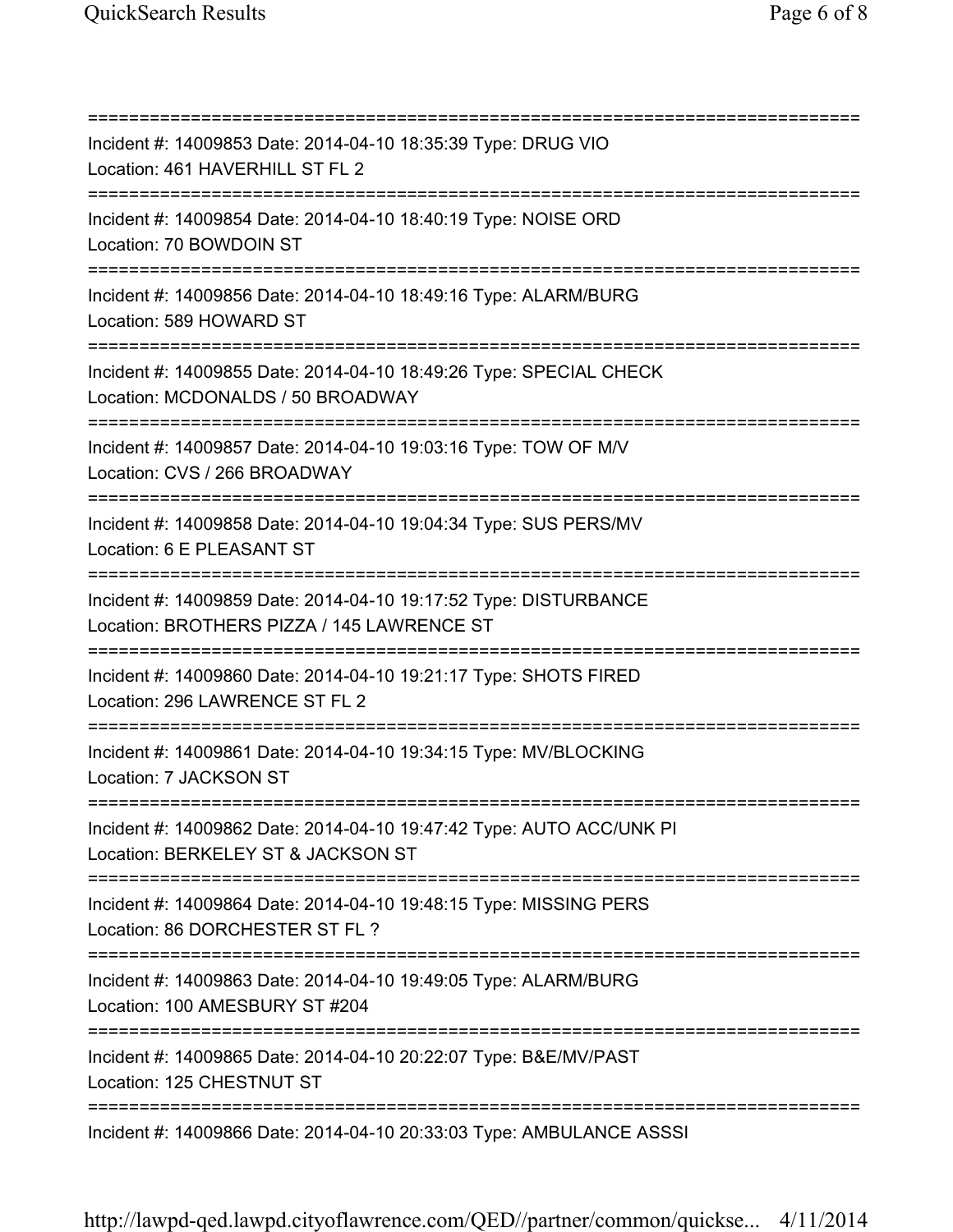===========================================================================
Incident #: 14009853 Date: 2014-04-10 18:35:39 Type: DRUG VIO
Location: 461 HAVERHILL ST FL 2
===========================================================================
Incident #: 14009854 Date: 2014-04-10 18:40:19 Type: NOISE ORD
Location: 70 BOWDOIN ST
===========================================================================
Incident #: 14009856 Date: 2014-04-10 18:49:16 Type: ALARM/BURG
Location: 589 HOWARD ST
===========================================================================
Incident #: 14009855 Date: 2014-04-10 18:49:26 Type: SPECIAL CHECK
Location: MCDONALDS / 50 BROADWAY
===========================================================================
Incident #: 14009857 Date: 2014-04-10 19:03:16 Type: TOW OF M/V
Location: CVS / 266 BROADWAY
===========================================================================
Incident #: 14009858 Date: 2014-04-10 19:04:34 Type: SUS PERS/MV
Location: 6 E PLEASANT ST
===========================================================================
Incident #: 14009859 Date: 2014-04-10 19:17:52 Type: DISTURBANCE
Location: BROTHERS PIZZA / 145 LAWRENCE ST
===========================================================================
Incident #: 14009860 Date: 2014-04-10 19:21:17 Type: SHOTS FIRED
Location: 296 LAWRENCE ST FL 2
===========================================================================
Incident #: 14009861 Date: 2014-04-10 19:34:15 Type: MV/BLOCKING
Location: 7 JACKSON ST
===========================================================================
Incident #: 14009862 Date: 2014-04-10 19:47:42 Type: AUTO ACC/UNK PI
Location: BERKELEY ST & JACKSON ST
===========================================================================
Incident #: 14009864 Date: 2014-04-10 19:48:15 Type: MISSING PERS
Location: 86 DORCHESTER ST FL ?
===========================================================================
Incident #: 14009863 Date: 2014-04-10 19:49:05 Type: ALARM/BURG
Location: 100 AMESBURY ST #204
===========================================================================
Incident #: 14009865 Date: 2014-04-10 20:22:07 Type: B&E/MV/PAST
Location: 125 CHESTNUT ST
===========================================================================
Incident #: 14009866 Date: 2014-04-10 20:33:03 Type: AMBULANCE ASSSI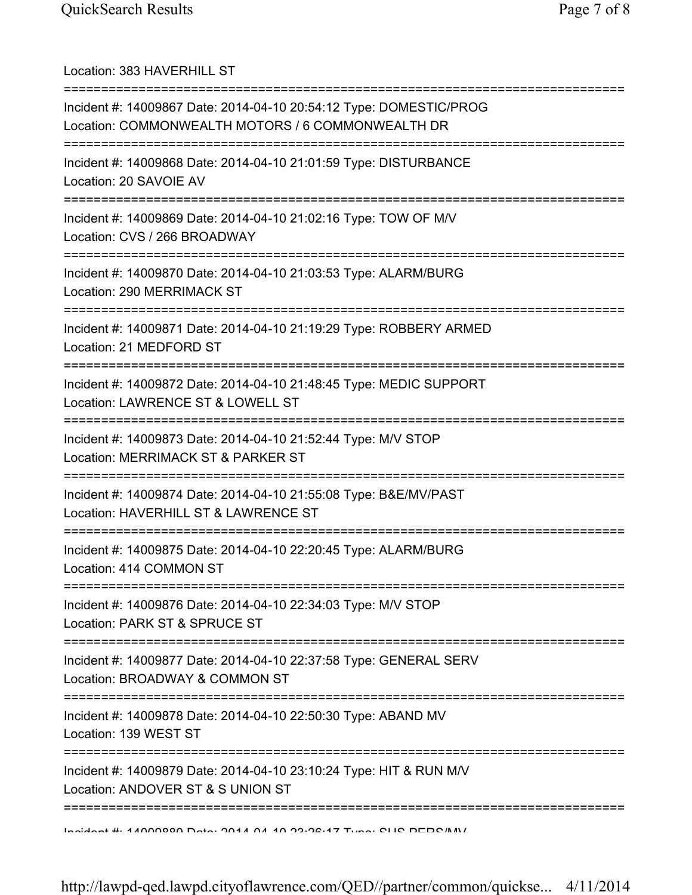Location: 383 HAVERHILL ST

===========================================================================

Incident #: 14009867 Date: 2014-04-10 20:54:12 Type: DOMESTIC/PROG
Location: COMMONWEALTH MOTORS / 6 COMMONWEALTH DR

===========================================================================

Incident #: 14009868 Date: 2014-04-10 21:01:59 Type: DISTURBANCE
Location: 20 SAVOIE AV

===========================================================================

Incident #: 14009869 Date: 2014-04-10 21:02:16 Type: TOW OF M/V
Location: CVS / 266 BROADWAY

===========================================================================

Incident #: 14009870 Date: 2014-04-10 21:03:53 Type: ALARM/BURG
Location: 290 MERRIMACK ST

===========================================================================

Incident #: 14009871 Date: 2014-04-10 21:19:29 Type: ROBBERY ARMED
Location: 21 MEDFORD ST

===========================================================================

Incident #: 14009872 Date: 2014-04-10 21:48:45 Type: MEDIC SUPPORT
Location: LAWRENCE ST & LOWELL ST

===========================================================================

Incident #: 14009873 Date: 2014-04-10 21:52:44 Type: M/V STOP
Location: MERRIMACK ST & PARKER ST

===========================================================================

Incident #: 14009874 Date: 2014-04-10 21:55:08 Type: B&E/MV/PAST
Location: HAVERHILL ST & LAWRENCE ST

===========================================================================

Incident #: 14009875 Date: 2014-04-10 22:20:45 Type: ALARM/BURG
Location: 414 COMMON ST

===========================================================================

Incident #: 14009876 Date: 2014-04-10 22:34:03 Type: M/V STOP
Location: PARK ST & SPRUCE ST

===========================================================================

Incident #: 14009877 Date: 2014-04-10 22:37:58 Type: GENERAL SERV
Location: BROADWAY & COMMON ST

===========================================================================

Incident #: 14009878 Date: 2014-04-10 22:50:30 Type: ABAND MV
Location: 139 WEST ST

===========================================================================

Incident #: 14009879 Date: 2014-04-10 23:10:24 Type: HIT & RUN M/V
Location: ANDOVER ST & S UNION ST

===========================================================================

Incident #: 14009880 Date: 2014-04-10 23:26:17 Type: SUS PERS/MV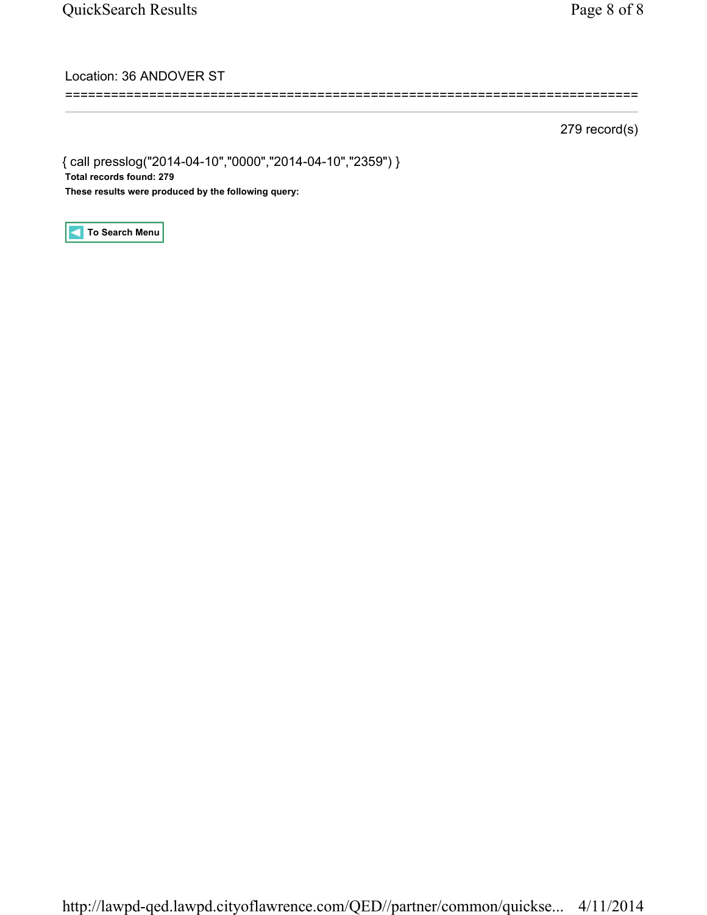Location: 36 ANDOVER ST

==========================================================================

279 record(s)

{ call presslog("2014-04-10","0000","2014-04-10","2359") }

**Total records found: 279**

**These results were produced by the following query:**

**To Search Menu**